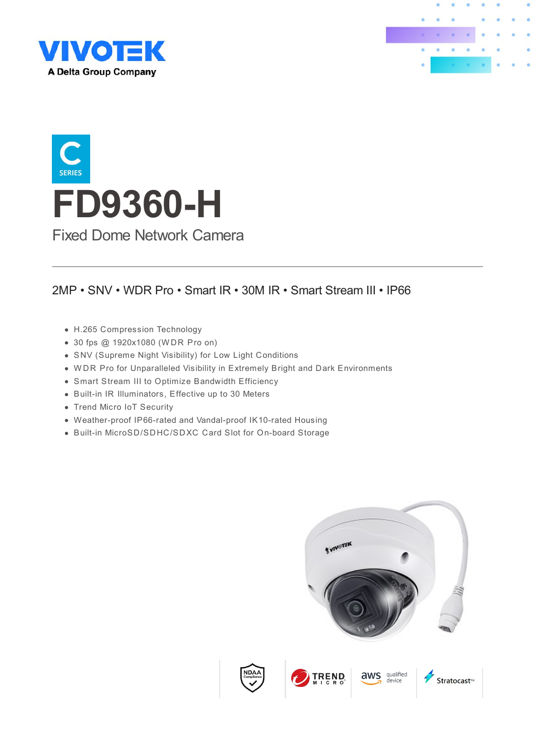VIVOTEK

A Delta Group Company

C SERIES

# FD9360-H

## Fixed Dome Network Camera

2MP • SNV • WDR Pro • Smart IR • 30M IR • Smart Stream III • IP66

- H.265 Compression Technology
- 30 fps @ 1920x1080 (WDR Pro on)
- SNV (Supreme Night Visibility) for Low Light Conditions
- WDR Pro for Unparalleled Visibility in Extremely Bright and Dark Environments
- Smart Stream III to Optimize Bandwidth Efficiency
- Built-in IR Illuminators, Effective up to 30 Meters
- Trend Micro IoT Security
- Weather-proof IP66-rated and Vandal-proof IK10-rated Housing
- Built-in MicroSD/SDHC/SDXC Card Slot for On-board Storage

NDAA Compliance | TREND MICRO | aws qualified device | Stratocast™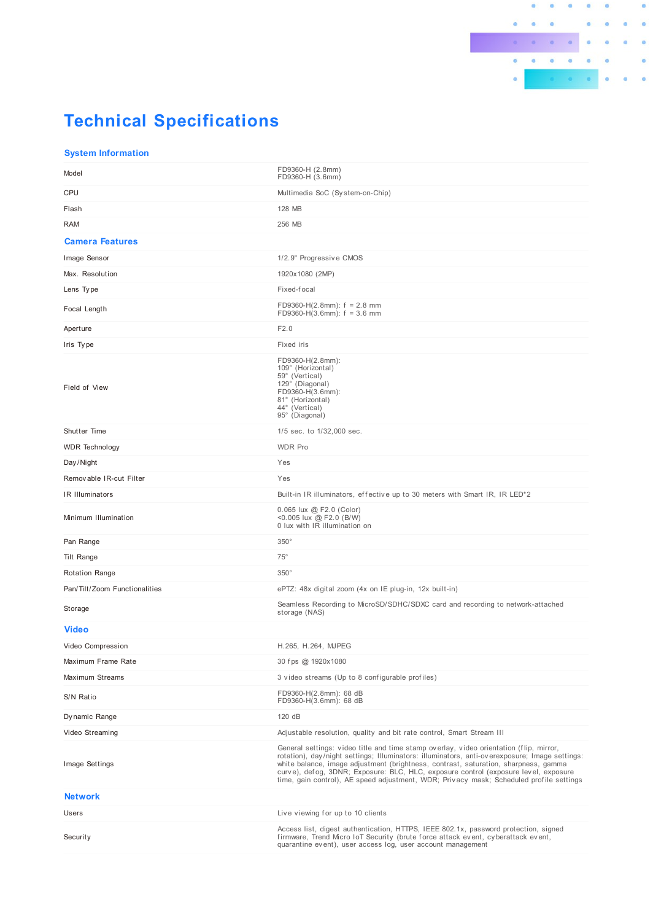# Technical Specifications

## System Information

| | |
|---|---|
| Model | FD9360-H (2.8mm)<br>FD9360-H (3.6mm) |
| CPU | Multimedia SoC (System-on-Chip) |
| Flash | 128 MB |
| RAM | 256 MB |

## Camera Features

| | |
|---|---|
| Image Sensor | 1/2.9" Progressive CMOS |
| Max. Resolution | 1920x1080 (2MP) |
| Lens Type | Fixed-focal |
| Focal Length | FD9360-H(2.8mm): f = 2.8 mm<br>FD9360-H(3.6mm): f = 3.6 mm |
| Aperture | F2.0 |
| Iris Type | Fixed iris |
| Field of View | FD9360-H(2.8mm):<br>109° (Horizontal)<br>59° (Vertical)<br>129° (Diagonal)<br>FD9360-H(3.6mm):<br>81° (Horizontal)<br>44° (Vertical)<br>95° (Diagonal) |
| Shutter Time | 1/5 sec. to 1/32,000 sec. |
| WDR Technology | WDR Pro |
| Day/Night | Yes |
| Removable IR-cut Filter | Yes |
| IR Illuminators | Built-in IR illuminators, effective up to 30 meters with Smart IR, IR LED*2 |
| Minimum Illumination | 0.065 lux @ F2.0 (Color)<br><0.005 lux @ F2.0 (B/W)<br>0 lux with IR illumination on |
| Pan Range | 350° |
| Tilt Range | 75° |
| Rotation Range | 350° |
| Pan/Tilt/Zoom Functionalities | ePTZ: 48x digital zoom (4x on IE plug-in, 12x built-in) |
| Storage | Seamless Recording to MicroSD/SDHC/SDXC card and recording to network-attached storage (NAS) |

## Video

| | |
|---|---|
| Video Compression | H.265, H.264, MJPEG |
| Maximum Frame Rate | 30 fps @ 1920x1080 |
| Maximum Streams | 3 video streams (Up to 8 configurable profiles) |
| S/N Ratio | FD9360-H(2.8mm): 68 dB<br>FD9360-H(3.6mm): 68 dB |
| Dynamic Range | 120 dB |
| Video Streaming | Adjustable resolution, quality and bit rate control, Smart Stream III |
| Image Settings | General settings: video title and time stamp overlay, video orientation (flip, mirror, rotation), day/night settings; Illuminators: illuminators, anti-overexposure; Image settings: white balance, image adjustment (brightness, contrast, saturation, sharpness, gamma curve), defog, 3DNR; Exposure: BLC, HLC, exposure control (exposure level, exposure time, gain control), AE speed adjustment, WDR; Privacy mask; Scheduled profile settings |

## Network

| | |
|---|---|
| Users | Live viewing for up to 10 clients |
| Security | Access list, digest authentication, HTTPS, IEEE 802.1x, password protection, signed firmware, Trend Micro IoT Security (brute force attack event, cyberattack event, quarantine event), user access log, user account management |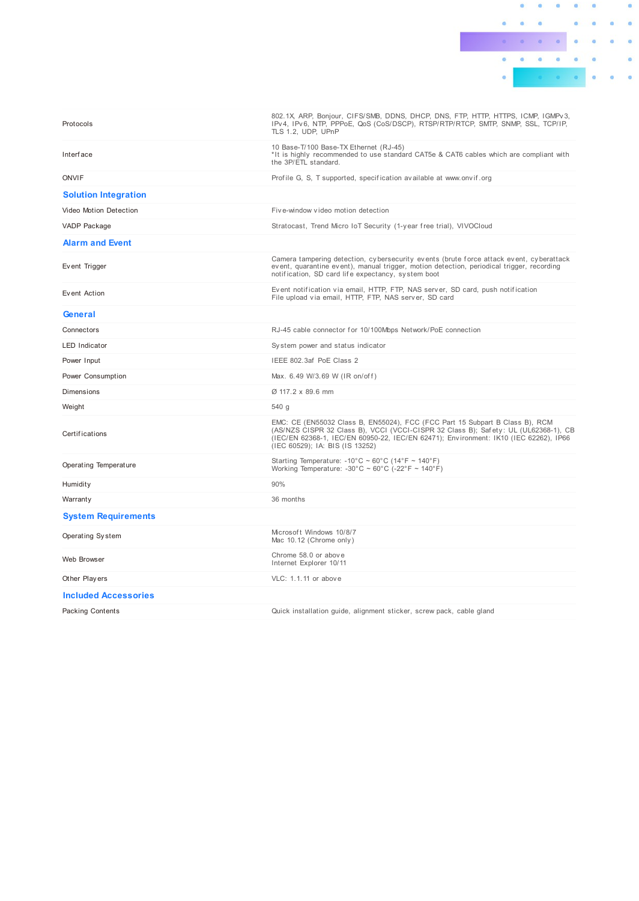| | |
|---|---|
| Protocols | 802.1X, ARP, Bonjour, CIFS/SMB, DDNS, DHCP, DNS, FTP, HTTP, HTTPS, ICMP, IGMPv3, IPv4, IPv6, NTP, PPPoE, QoS (CoS/DSCP), RTSP/RTP/RTCP, SMTP, SNMP, SSL, TCP/IP, TLS 1.2, UDP, UPnP |
| Interface | 10 Base-T/100 Base-TX Ethernet (RJ-45)<br>*It is highly recommended to use standard CAT5e & CAT6 cables which are compliant with the 3P/ETL standard. |
| ONVIF | Profile G, S, T supported, specification available at www.onvif.org |

## Solution Integration

| | |
|---|---|
| Video Motion Detection | Five-window video motion detection |
| VADP Package | Stratocast, Trend Micro IoT Security (1-year free trial), VIVOCloud |

## Alarm and Event

| | |
|---|---|
| Event Trigger | Camera tampering detection, cybersecurity events (brute force attack event, cyberattack event, quarantine event), manual trigger, motion detection, periodical trigger, recording notification, SD card life expectancy, system boot |
| Event Action | Event notification via email, HTTP, FTP, NAS server, SD card, push notification<br>File upload via email, HTTP, FTP, NAS server, SD card |

## General

| | |
|---|---|
| Connectors | RJ-45 cable connector for 10/100Mbps Network/PoE connection |
| LED Indicator | System power and status indicator |
| Power Input | IEEE 802.3af PoE Class 2 |
| Power Consumption | Max. 6.49 W/3.69 W (IR on/off) |
| Dimensions | Ø 117.2 x 89.6 mm |
| Weight | 540 g |
| Certifications | EMC: CE (EN55032 Class B, EN55024), FCC (FCC Part 15 Subpart B Class B), RCM (AS/NZS CISPR 32 Class B), VCCI (VCCI-CISPR 32 Class B); Safety: UL (UL62368-1), CB (IEC/EN 62368-1, IEC/EN 60950-22, IEC/EN 62471); Environment: IK10 (IEC 62262), IP66 (IEC 60529); IA: BIS (IS 13252) |
| Operating Temperature | Starting Temperature: -10°C ~ 60°C (14°F ~ 140°F)<br>Working Temperature: -30°C ~ 60°C (-22°F ~ 140°F) |
| Humidity | 90% |
| Warranty | 36 months |

## System Requirements

| | |
|---|---|
| Operating System | Microsoft Windows 10/8/7<br>Mac 10.12 (Chrome only) |
| Web Browser | Chrome 58.0 or above<br>Internet Explorer 10/11 |
| Other Players | VLC: 1.1.11 or above |

## Included Accessories

| | |
|---|---|
| Packing Contents | Quick installation guide, alignment sticker, screw pack, cable gland |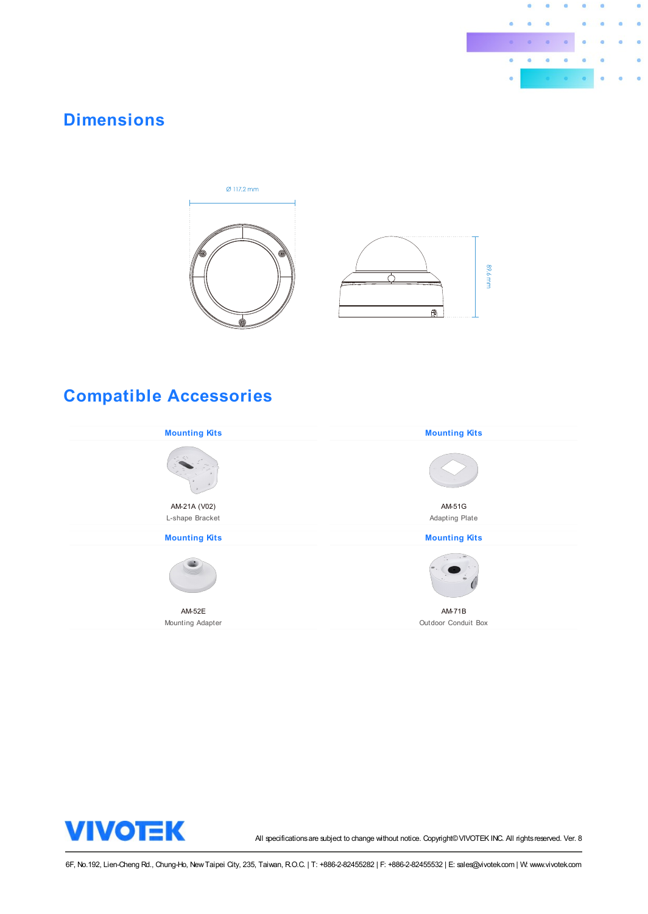## Dimensions

Ø 117.2 mm

89.6 mm

## Compatible Accessories

| Mounting Kits | Mounting Kits |
|---|---|
| AM-21A (V02)<br>L-shape Bracket | AM-51G<br>Adapting Plate |

| Mounting Kits | Mounting Kits |
|---|---|
| AM-52E<br>Mounting Adapter | AM-71B<br>Outdoor Conduit Box |

All specifications are subject to change without notice. Copyright© VIVOTEK INC. All rights reserved. Ver. 8

6F, No.192, Lien-Cheng Rd., Chung-Ho, New Taipei City, 235, Taiwan, R.O.C. | T: +886-2-82455282 | F: +886-2-82455532 | E: sales@vivotek.com | W: www.vivotek.com